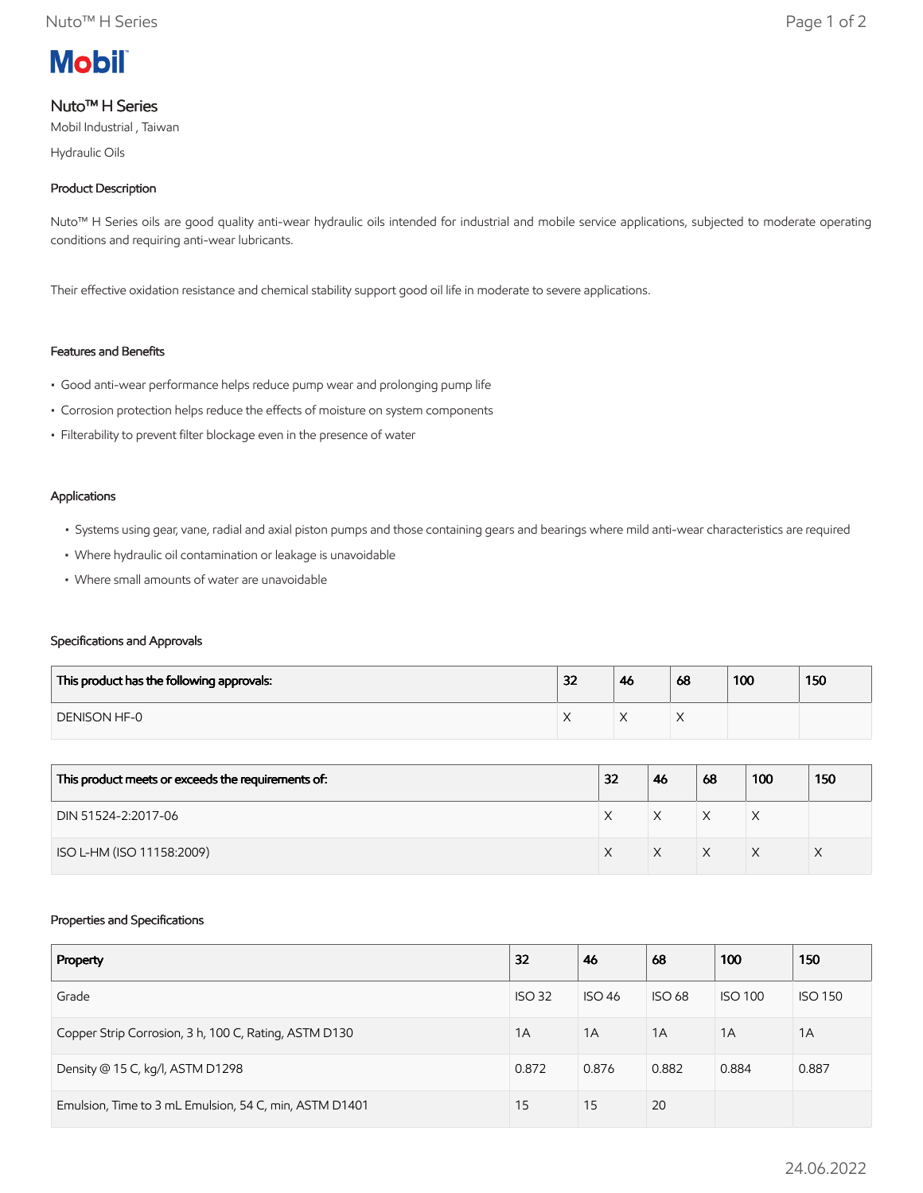# Nuto™ H Series

Mobil Industrial , Taiwan

Hydraulic Oils

## Product Description

Nuto™ H Series oils are good quality anti-wear hydraulic oils intended for industrial and mobile service applications, subjected to moderate operating conditions and requiring anti-wear lubricants.

Their effective oxidation resistance and chemical stability support good oil life in moderate to severe applications.

## Features and Benefits

- Good anti-wear performance helps reduce pump wear and prolonging pump life
- Corrosion protection helps reduce the effects of moisture on system components
- Filterability to prevent filter blockage even in the presence of water

## Applications

- Systems using gear, vane, radial and axial piston pumps and those containing gears and bearings where mild anti-wear characteristics are required
- Where hydraulic oil contamination or leakage is unavoidable
- Where small amounts of water are unavoidable

## Specifications and Approvals

| This product has the following approvals: | 32 | 46 | 68 | 100 | 150 |
|---|---|---|---|---|---|
| DENISON HF-0 | X | X | X | | |

| This product meets or exceeds the requirements of: | 32 | 46 | 68 | 100 | 150 |
|---|---|---|---|---|---|
| DIN 51524-2:2017-06 | X | X | X | X | |
| ISO L-HM (ISO 11158:2009) | X | X | X | X | X |

## Properties and Specifications

| Property | 32 | 46 | 68 | 100 | 150 |
|---|---|---|---|---|---|
| Grade | ISO 32 | ISO 46 | ISO 68 | ISO 100 | ISO 150 |
| Copper Strip Corrosion, 3 h, 100 C, Rating, ASTM D130 | 1A | 1A | 1A | 1A | 1A |
| Density @ 15 C, kg/l, ASTM D1298 | 0.872 | 0.876 | 0.882 | 0.884 | 0.887 |
| Emulsion, Time to 3 mL Emulsion, 54 C, min, ASTM D1401 | 15 | 15 | 20 | | |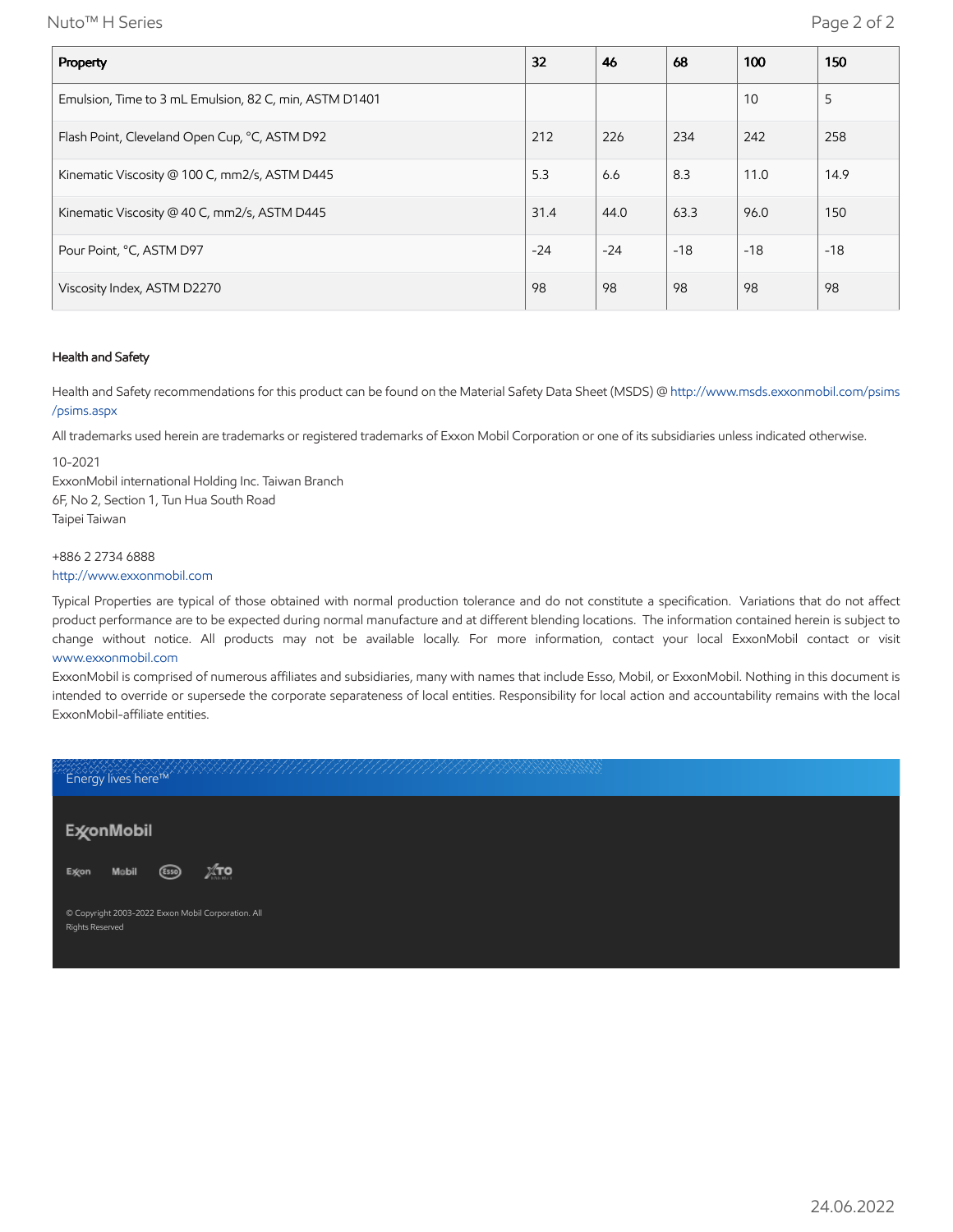| Property | 32 | 46 | 68 | 100 | 150 |
|---|---|---|---|---|---|
| Emulsion, Time to 3 mL Emulsion, 82 C, min, ASTM D1401 | | | | 10 | 5 |
| Flash Point, Cleveland Open Cup, °C, ASTM D92 | 212 | 226 | 234 | 242 | 258 |
| Kinematic Viscosity @ 100 C, mm2/s, ASTM D445 | 5.3 | 6.6 | 8.3 | 11.0 | 14.9 |
| Kinematic Viscosity @ 40 C, mm2/s, ASTM D445 | 31.4 | 44.0 | 63.3 | 96.0 | 150 |
| Pour Point, °C, ASTM D97 | -24 | -24 | -18 | -18 | -18 |
| Viscosity Index, ASTM D2270 | 98 | 98 | 98 | 98 | 98 |

#### Health and Safety

Health and Safety recommendations for this product can be found on the Material Safety Data Sheet (MSDS) @ http://www.msds.exxonmobil.com/psims/psims.aspx

All trademarks used herein are trademarks or registered trademarks of Exxon Mobil Corporation or one of its subsidiaries unless indicated otherwise.

10-2021
ExxonMobil international Holding Inc. Taiwan Branch
6F, No 2, Section 1, Tun Hua South Road
Taipei Taiwan

+886 2 2734 6888
http://www.exxonmobil.com

Typical Properties are typical of those obtained with normal production tolerance and do not constitute a specification. Variations that do not affect product performance are to be expected during normal manufacture and at different blending locations. The information contained herein is subject to change without notice. All products may not be available locally. For more information, contact your local ExxonMobil contact or visit www.exxonmobil.com

ExxonMobil is comprised of numerous affiliates and subsidiaries, many with names that include Esso, Mobil, or ExxonMobil. Nothing in this document is intended to override or supersede the corporate separateness of local entities. Responsibility for local action and accountability remains with the local ExxonMobil-affiliate entities.

Energy lives here™

ExxonMobil

Exxon Mobil Esso XTO

© Copyright 2003-2022 Exxon Mobil Corporation. All Rights Reserved

24.06.2022